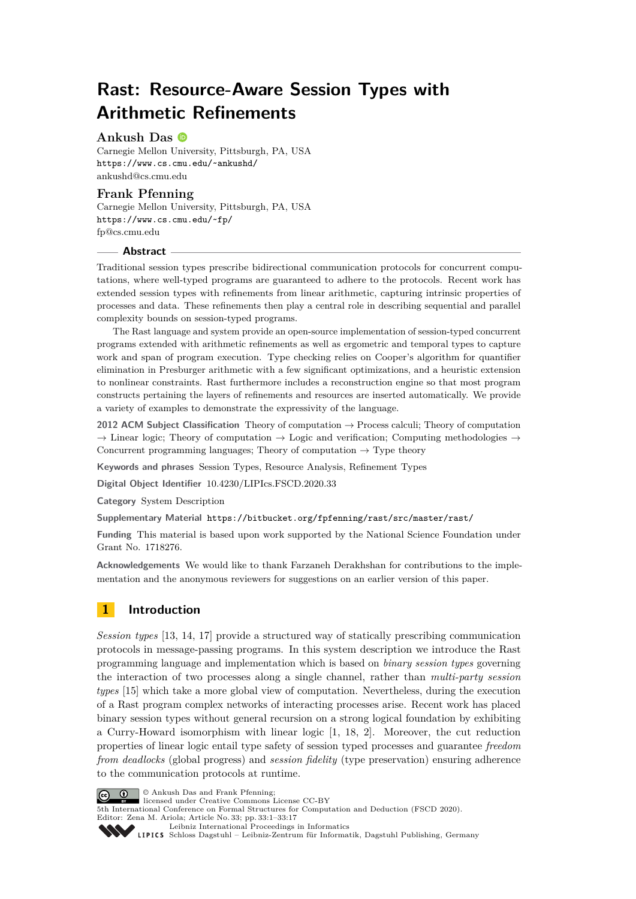# Rast: Resource-Aware Session Types with Arithmetic Refinements

**Ankush Das**
Carnegie Mellon University, Pittsburgh, PA, USA
https://www.cs.cmu.edu/~ankushd/
ankushd@cs.cmu.edu

**Frank Pfenning**
Carnegie Mellon University, Pittsburgh, PA, USA
https://www.cs.cmu.edu/~fp/
fp@cs.cmu.edu

## Abstract

Traditional session types prescribe bidirectional communication protocols for concurrent computations, where well-typed programs are guaranteed to adhere to the protocols. Recent work has extended session types with refinements from linear arithmetic, capturing intrinsic properties of processes and data. These refinements then play a central role in describing sequential and parallel complexity bounds on session-typed programs.

The Rast language and system provide an open-source implementation of session-typed concurrent programs extended with arithmetic refinements as well as ergometric and temporal types to capture work and span of program execution. Type checking relies on Cooper's algorithm for quantifier elimination in Presburger arithmetic with a few significant optimizations, and a heuristic extension to nonlinear constraints. Rast furthermore includes a reconstruction engine so that most program constructs pertaining the layers of refinements and resources are inserted automatically. We provide a variety of examples to demonstrate the expressivity of the language.

**2012 ACM Subject Classification** Theory of computation → Process calculi; Theory of computation → Linear logic; Theory of computation → Logic and verification; Computing methodologies → Concurrent programming languages; Theory of computation → Type theory

**Keywords and phrases** Session Types, Resource Analysis, Refinement Types

**Digital Object Identifier** 10.4230/LIPIcs.FSCD.2020.33

**Category** System Description

**Supplementary Material** https://bitbucket.org/fpfenning/rast/src/master/rast/

**Funding** This material is based upon work supported by the National Science Foundation under Grant No. 1718276.

**Acknowledgements** We would like to thank Farzaneh Derakhshan for contributions to the implementation and the anonymous reviewers for suggestions on an earlier version of this paper.

## 1 Introduction

*Session types* [13, 14, 17] provide a structured way of statically prescribing communication protocols in message-passing programs. In this system description we introduce the Rast programming language and implementation which is based on *binary session types* governing the interaction of two processes along a single channel, rather than *multi-party session types* [15] which take a more global view of computation. Nevertheless, during the execution of a Rast program complex networks of interacting processes arise. Recent work has placed binary session types without general recursion on a strong logical foundation by exhibiting a Curry-Howard isomorphism with linear logic [1, 18, 2]. Moreover, the cut reduction properties of linear logic entail type safety of session typed processes and guarantee *freedom from deadlocks* (global progress) and *session fidelity* (type preservation) ensuring adherence to the communication protocols at runtime.

© Ankush Das and Frank Pfenning;
licensed under Creative Commons License CC-BY
5th International Conference on Formal Structures for Computation and Deduction (FSCD 2020).
Editor: Zena M. Ariola; Article No. 33; pp. 33:1–33:17
Leibniz International Proceedings in Informatics
Schloss Dagstuhl – Leibniz-Zentrum für Informatik, Dagstuhl Publishing, Germany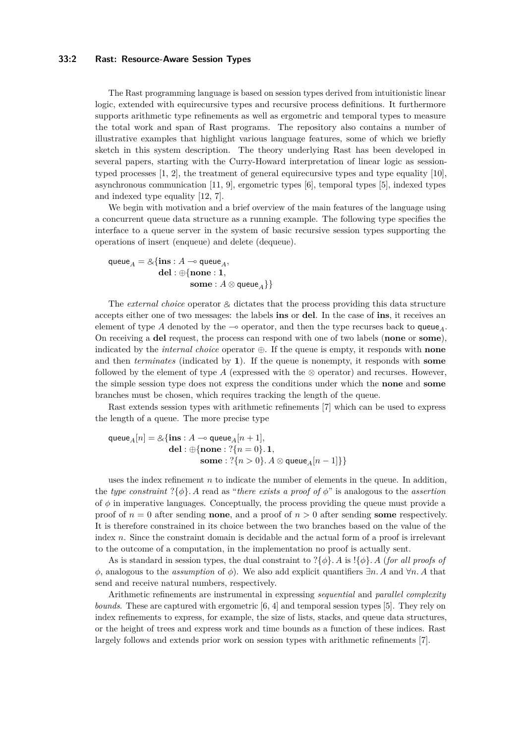The Rast programming language is based on session types derived from intuitionistic linear logic, extended with equirecursive types and recursive process definitions. It furthermore supports arithmetic type refinements as well as ergometric and temporal types to measure the total work and span of Rast programs. The repository also contains a number of illustrative examples that highlight various language features, some of which we briefly sketch in this system description. The theory underlying Rast has been developed in several papers, starting with the Curry-Howard interpretation of linear logic as session-typed processes [1, 2], the treatment of general equirecursive types and type equality [10], asynchronous communication [11, 9], ergometric types [6], temporal types [5], indexed types and indexed type equality [12, 7].

We begin with motivation and a brief overview of the main features of the language using a concurrent queue data structure as a running example. The following type specifies the interface to a queue server in the system of basic recursive session types supporting the operations of insert (enqueue) and delete (dequeue).

$$
\begin{aligned}
\mathsf{queue}_A = \&\{ & \mathbf{ins} : A \multimap \mathsf{queue}_A, \\
& \mathbf{del} : \oplus\{ \mathbf{none} : \mathbf{1}, \\
& \qquad \mathbf{some} : A \otimes \mathsf{queue}_A \} \}
\end{aligned}
$$

The *external choice* operator $\&$ dictates that the process providing this data structure accepts either one of two messages: the labels **ins** or **del**. In the case of **ins**, it receives an element of type $A$ denoted by the $\multimap$ operator, and then the type recurses back to $\mathsf{queue}_A$. On receiving a **del** request, the process can respond with one of two labels (**none** or **some**), indicated by the *internal choice* operator $\oplus$. If the queue is empty, it responds with **none** and then *terminates* (indicated by $\mathbf{1}$). If the queue is nonempty, it responds with **some** followed by the element of type $A$ (expressed with the $\otimes$ operator) and recurses. However, the simple session type does not express the conditions under which the **none** and **some** branches must be chosen, which requires tracking the length of the queue.

Rast extends session types with arithmetic refinements [7] which can be used to express the length of a queue. The more precise type

$$
\begin{aligned}
\mathsf{queue}_A[n] = \&\{ & \mathbf{ins} : A \multimap \mathsf{queue}_A[n+1], \\
& \mathbf{del} : \oplus\{ \mathbf{none} : ?\{n = 0\}.\, \mathbf{1}, \\
& \qquad \mathbf{some} : ?\{n > 0\}.\, A \otimes \mathsf{queue}_A[n-1] \} \}
\end{aligned}
$$

uses the index refinement $n$ to indicate the number of elements in the queue. In addition, the *type constraint* $?\{\phi\}.\, A$ read as "*there exists a proof of* $\phi$" is analogous to the *assertion* of $\phi$ in imperative languages. Conceptually, the process providing the queue must provide a proof of $n = 0$ after sending **none**, and a proof of $n > 0$ after sending **some** respectively. It is therefore constrained in its choice between the two branches based on the value of the index $n$. Since the constraint domain is decidable and the actual form of a proof is irrelevant to the outcome of a computation, in the implementation no proof is actually sent.

As is standard in session types, the dual constraint to $?\{\phi\}.\, A$ is $!\{\phi\}.\, A$ (*for all proofs of* $\phi$, analogous to the *assumption* of $\phi$). We also add explicit quantifiers $\exists n.\, A$ and $\forall n.\, A$ that send and receive natural numbers, respectively.

Arithmetic refinements are instrumental in expressing *sequential* and *parallel complexity bounds*. These are captured with ergometric [6, 4] and temporal session types [5]. They rely on index refinements to express, for example, the size of lists, stacks, and queue data structures, or the height of trees and express work and time bounds as a function of these indices. Rast largely follows and extends prior work on session types with arithmetic refinements [7].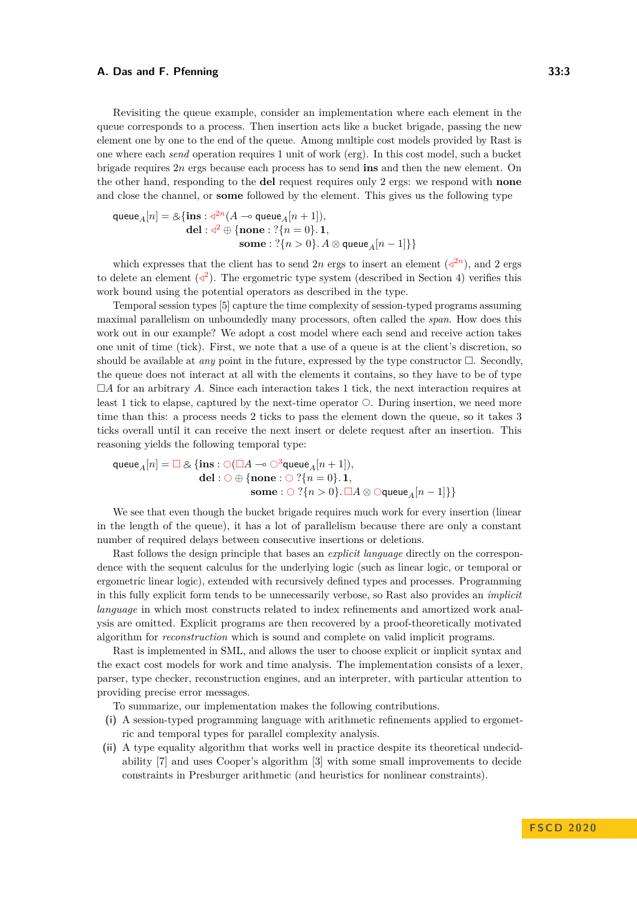Revisiting the queue example, consider an implementation where each element in the queue corresponds to a process. Then insertion acts like a bucket brigade, passing the new element one by one to the end of the queue. Among multiple cost models provided by Rast is one where each *send* operation requires 1 unit of work (erg). In this cost model, such a bucket brigade requires $2n$ ergs because each process has to send **ins** and then the new element. On the other hand, responding to the **del** request requires only 2 ergs: we respond with **none** and close the channel, or **some** followed by the element. This gives us the following type

$$\begin{aligned}
\mathsf{queue}_A[n] = \&\{&\mathbf{ins} : \triangleleft^{2n}(A \multimap \mathsf{queue}_A[n+1]),\\
&\mathbf{del} : \triangleleft^{2} \oplus \{\mathbf{none} : ?\{n = 0\}.\,\mathbf{1},\\
&\qquad\qquad \mathbf{some} : ?\{n > 0\}.\,A \otimes \mathsf{queue}_A[n-1]\}\}
\end{aligned}$$

which expresses that the client has to send $2n$ ergs to insert an element ($\triangleleft^{2n}$), and 2 ergs to delete an element ($\triangleleft^{2}$). The ergometric type system (described in Section 4) verifies this work bound using the potential operators as described in the type.

Temporal session types [5] capture the time complexity of session-typed programs assuming maximal parallelism on unboundedly many processors, often called the *span*. How does this work out in our example? We adopt a cost model where each send and receive action takes one unit of time (tick). First, we note that a use of a queue is at the client's discretion, so should be available at *any* point in the future, expressed by the type constructor $\Box$. Secondly, the queue does not interact at all with the elements it contains, so they have to be of type $\Box A$ for an arbitrary $A$. Since each interaction takes 1 tick, the next interaction requires at least 1 tick to elapse, captured by the next-time operator $\bigcirc$. During insertion, we need more time than this: a process needs 2 ticks to pass the element down the queue, so it takes 3 ticks overall until it can receive the next insert or delete request after an insertion. This reasoning yields the following temporal type:

$$\begin{aligned}
\mathsf{queue}_A[n] = \Box\,\&\,\{&\mathbf{ins} : \bigcirc(\Box A \multimap \bigcirc^3\mathsf{queue}_A[n+1]),\\
&\mathbf{del} : \bigcirc \oplus \{\mathbf{none} : \bigcirc\ ?\{n = 0\}.\,\mathbf{1},\\
&\qquad\qquad \mathbf{some} : \bigcirc\ ?\{n > 0\}.\,\Box A \otimes \bigcirc\mathsf{queue}_A[n-1]\}\}
\end{aligned}$$

We see that even though the bucket brigade requires much work for every insertion (linear in the length of the queue), it has a lot of parallelism because there are only a constant number of required delays between consecutive insertions or deletions.

Rast follows the design principle that bases an *explicit language* directly on the correspondence with the sequent calculus for the underlying logic (such as linear logic, or temporal or ergometric linear logic), extended with recursively defined types and processes. Programming in this fully explicit form tends to be unnecessarily verbose, so Rast also provides an *implicit language* in which most constructs related to index refinements and amortized work analysis are omitted. Explicit programs are then recovered by a proof-theoretically motivated algorithm for *reconstruction* which is sound and complete on valid implicit programs.

Rast is implemented in SML, and allows the user to choose explicit or implicit syntax and the exact cost models for work and time analysis. The implementation consists of a lexer, parser, type checker, reconstruction engines, and an interpreter, with particular attention to providing precise error messages.

To summarize, our implementation makes the following contributions.

**(i)** A session-typed programming language with arithmetic refinements applied to ergometric and temporal types for parallel complexity analysis.

**(ii)** A type equality algorithm that works well in practice despite its theoretical undecidability [7] and uses Cooper's algorithm [3] with some small improvements to decide constraints in Presburger arithmetic (and heuristics for nonlinear constraints).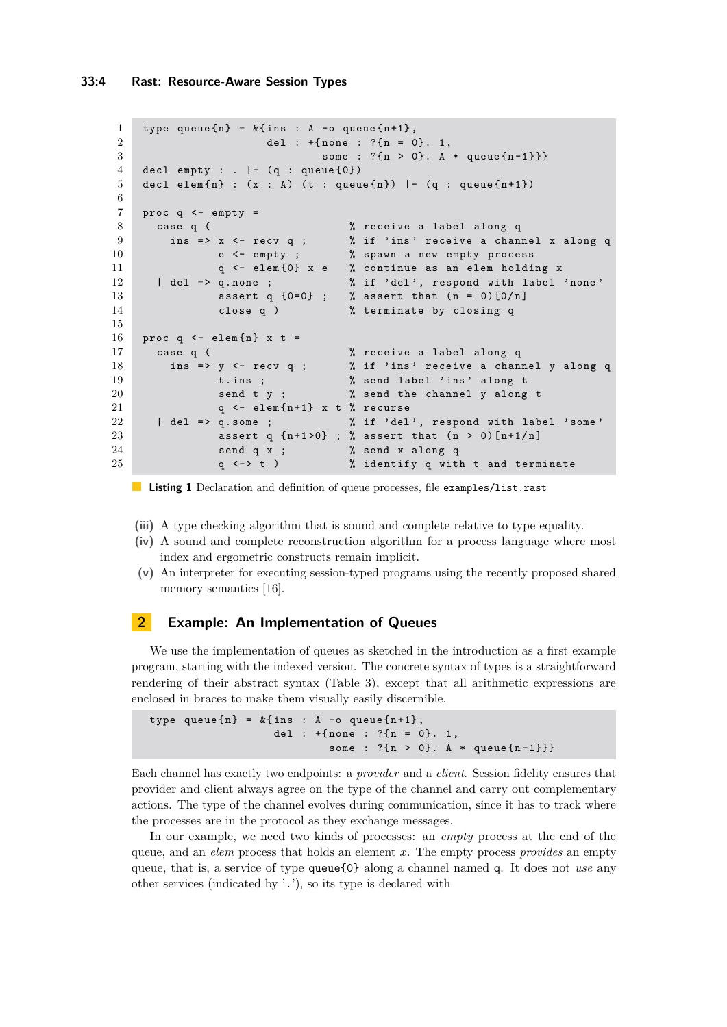```
type queue{n} = &{ins : A -o queue{n+1},
                  del : +{none : ?{n = 0}. 1,
                          some : ?{n > 0}. A * queue{n-1}}}
decl empty : . |- (q : queue{0})
decl elem{n} : (x : A) (t : queue{n}) |- (q : queue{n+1})

proc q <- empty =
  case q (                    % receive a label along q
    ins => x <- recv q ;      % if 'ins' receive a channel x along q
           e <- empty ;       % spawn a new empty process
           q <- elem{0} x e   % continue as an elem holding x
  | del => q.none ;           % if 'del', respond with label 'none'
           assert q {0=0} ;   % assert that (n = 0)[0/n]
           close q )          % terminate by closing q

proc q <- elem{n} x t =
  case q (                    % receive a label along q
    ins => y <- recv q ;      % if 'ins' receive a channel y along q
           t.ins ;            % send label 'ins' along t
           send t y ;         % send the channel y along t
           q <- elem{n+1} x t % recurse
  | del => q.some ;           % if 'del', respond with label 'some'
           assert q {n+1>0} ; % assert that (n > 0)[n+1/n]
           send q x ;         % send x along q
           q <-> t )          % identify q with t and terminate
```

**Listing 1** Declaration and definition of queue processes, file `examples/list.rast`

**(iii)** A type checking algorithm that is sound and complete relative to type equality.

**(iv)** A sound and complete reconstruction algorithm for a process language where most index and ergometric constructs remain implicit.

**(v)** An interpreter for executing session-typed programs using the recently proposed shared memory semantics [16].

## 2 Example: An Implementation of Queues

We use the implementation of queues as sketched in the introduction as a first example program, starting with the indexed version. The concrete syntax of types is a straightforward rendering of their abstract syntax (Table 3), except that all arithmetic expressions are enclosed in braces to make them visually easily discernible.

```
type queue{n} = &{ins : A -o queue{n+1},
                  del : +{none : ?{n = 0}. 1,
                          some : ?{n > 0}. A * queue{n-1}}}
```

Each channel has exactly two endpoints: a *provider* and a *client*. Session fidelity ensures that provider and client always agree on the type of the channel and carry out complementary actions. The type of the channel evolves during communication, since it has to track where the processes are in the protocol as they exchange messages.

In our example, we need two kinds of processes: an *empty* process at the end of the queue, and an *elem* process that holds an element $x$. The empty process *provides* an empty queue, that is, a service of type `queue{0}` along a channel named `q`. It does not *use* any other services (indicated by '.'), so its type is declared with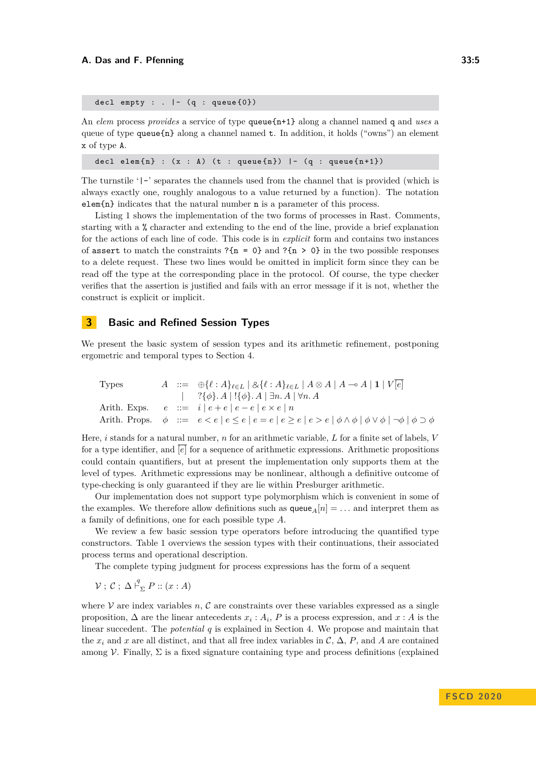```
decl empty : . |- (q : queue{0})
```

An *elem* process *provides* a service of type `queue{n+1}` along a channel named `q` and *uses* a queue of type `queue{n}` along a channel named `t`. In addition, it holds ("owns") an element `x` of type `A`.

```
decl elem{n} : (x : A) (t : queue{n}) |- (q : queue{n+1})
```

The turnstile '`|-`' separates the channels used from the channel that is provided (which is always exactly one, roughly analogous to a value returned by a function). The notation `elem{n}` indicates that the natural number `n` is a parameter of this process.

Listing 1 shows the implementation of the two forms of processes in Rast. Comments, starting with a `%` character and extending to the end of the line, provide a brief explanation for the actions of each line of code. This code is in *explicit* form and contains two instances of `assert` to match the constraints `?{n = 0}` and `?{n > 0}` in the two possible responses to a delete request. These two lines would be omitted in implicit form since they can be read off the type at the corresponding place in the protocol. Of course, the type checker verifies that the assertion is justified and fails with an error message if it is not, whether the construct is explicit or implicit.

## 3 Basic and Refined Session Types

We present the basic system of session types and its arithmetic refinement, postponing ergometric and temporal types to Section 4.

$$
\begin{array}{llcl}
\text{Types} & A & ::= & \oplus\{\ell : A\}_{\ell \in L} \mid \&\{\ell : A\}_{\ell \in L} \mid A \otimes A \mid A \multimap A \mid \mathbf{1} \mid V\boxed{e} \\
 & & \mid & ?\{\phi\}.\, A \mid !\{\phi\}.\, A \mid \exists n.\, A \mid \forall n.\, A \\
\text{Arith. Exps.} & e & ::= & i \mid e + e \mid e - e \mid e \times e \mid n \\
\text{Arith. Props.} & \phi & ::= & e < e \mid e \leq e \mid e = e \mid e \geq e \mid e > e \mid \phi \wedge \phi \mid \phi \vee \phi \mid \neg \phi \mid \phi \supset \phi
\end{array}
$$

Here, $i$ stands for a natural number, $n$ for an arithmetic variable, $L$ for a finite set of labels, $V$ for a type identifier, and $\boxed{e}$ for a sequence of arithmetic expressions. Arithmetic propositions could contain quantifiers, but at present the implementation only supports them at the level of types. Arithmetic expressions may be nonlinear, although a definitive outcome of type-checking is only guaranteed if they lie within Presburger arithmetic.

Our implementation does not support type polymorphism which is convenient in some of the examples. We therefore allow definitions such as $\mathtt{queue}_A[n] = \ldots$ and interpret them as a family of definitions, one for each possible type $A$.

We review a few basic session type operators before introducing the quantified type constructors. Table 1 overviews the session types with their continuations, their associated process terms and operational description.

The complete typing judgment for process expressions has the form of a sequent

$$\mathcal{V} \; ; \; \mathcal{C} \; ; \; \Delta \vdash^{q}_{\Sigma} P :: (x : A)$$

where $\mathcal{V}$ are index variables $n$, $\mathcal{C}$ are constraints over these variables expressed as a single proposition, $\Delta$ are the linear antecedents $x_i : A_i$, $P$ is a process expression, and $x : A$ is the linear succedent. The *potential* $q$ is explained in Section 4. We propose and maintain that the $x_i$ and $x$ are all distinct, and that all free index variables in $\mathcal{C}$, $\Delta$, $P$, and $A$ are contained among $\mathcal{V}$. Finally, $\Sigma$ is a fixed signature containing type and process definitions (explained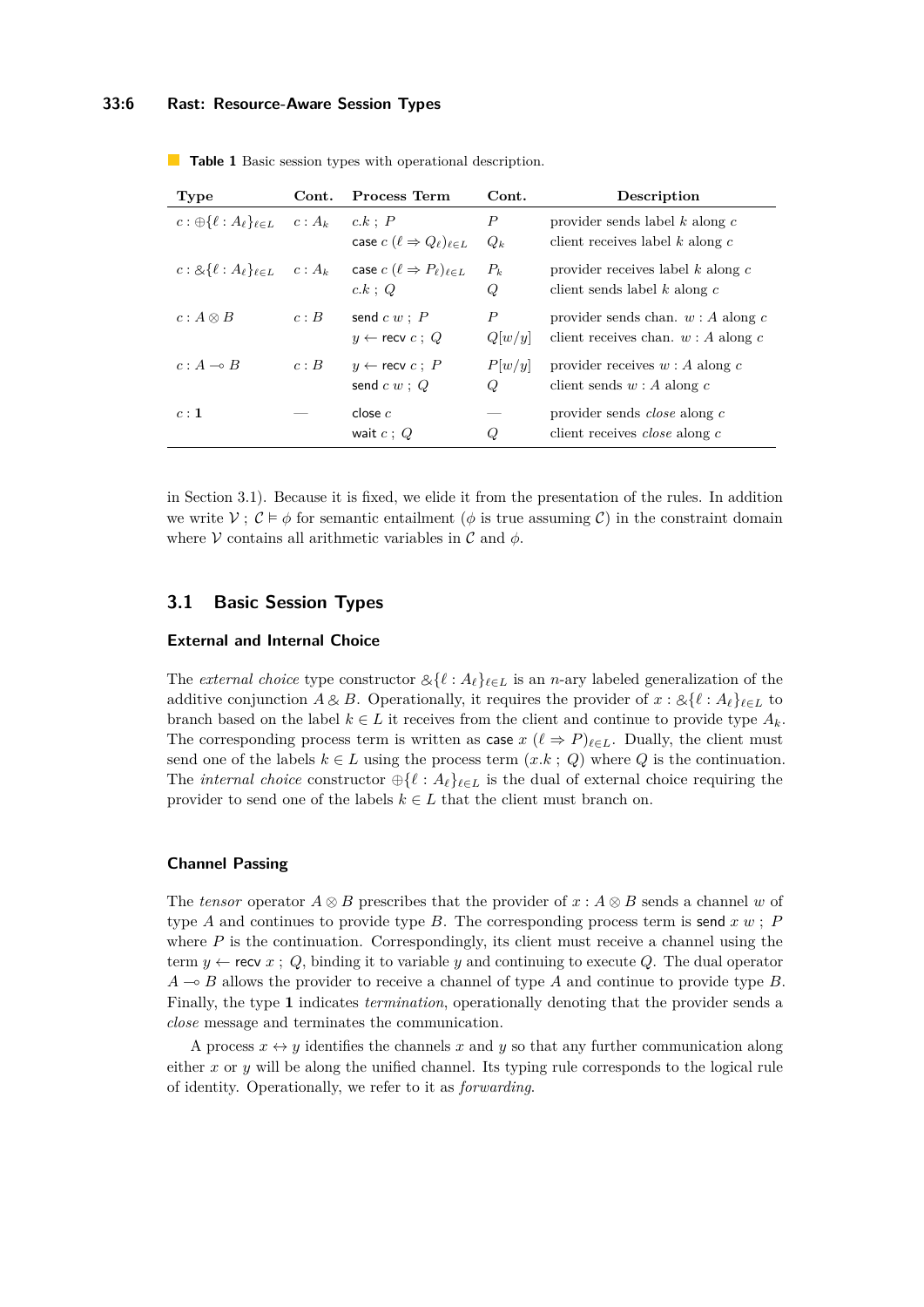**Table 1** Basic session types with operational description.

| Type | Cont. | Process Term | Cont. | Description |
|---|---|---|---|---|
| $c : \oplus\{\ell : A_\ell\}_{\ell \in L}$ | $c : A_k$ | $c.k \; ; \; P$ | $P$ | provider sends label $k$ along $c$ |
| | | $\mathsf{case}\ c\ (\ell \Rightarrow Q_\ell)_{\ell \in L}$ | $Q_k$ | client receives label $k$ along $c$ |
| $c : \&\{\ell : A_\ell\}_{\ell \in L}$ | $c : A_k$ | $\mathsf{case}\ c\ (\ell \Rightarrow P_\ell)_{\ell \in L}$ | $P_k$ | provider receives label $k$ along $c$ |
| | | $c.k \; ; \; Q$ | $Q$ | client sends label $k$ along $c$ |
| $c : A \otimes B$ | $c : B$ | $\mathsf{send}\ c\ w \; ; \; P$ | $P$ | provider sends chan. $w : A$ along $c$ |
| | | $y \leftarrow \mathsf{recv}\ c \; ; \; Q$ | $Q[w/y]$ | client receives chan. $w : A$ along $c$ |
| $c : A \multimap B$ | $c : B$ | $y \leftarrow \mathsf{recv}\ c \; ; \; P$ | $P[w/y]$ | provider receives $w : A$ along $c$ |
| | | $\mathsf{send}\ c\ w \; ; \; Q$ | $Q$ | client sends $w : A$ along $c$ |
| $c : \mathbf{1}$ | — | $\mathsf{close}\ c$ | — | provider sends *close* along $c$ |
| | | $\mathsf{wait}\ c \; ; \; Q$ | $Q$ | client receives *close* along $c$ |

in Section 3.1). Because it is fixed, we elide it from the presentation of the rules. In addition we write $\mathcal{V} \; ; \; \mathcal{C} \vDash \phi$ for semantic entailment ($\phi$ is true assuming $\mathcal{C}$) in the constraint domain where $\mathcal{V}$ contains all arithmetic variables in $\mathcal{C}$ and $\phi$.

## 3.1 Basic Session Types

### External and Internal Choice

The *external choice* type constructor $\&\{\ell : A_\ell\}_{\ell \in L}$ is an $n$-ary labeled generalization of the additive conjunction $A \mathbin{\&} B$. Operationally, it requires the provider of $x : \&\{\ell : A_\ell\}_{\ell \in L}$ to branch based on the label $k \in L$ it receives from the client and continue to provide type $A_k$. The corresponding process term is written as $\mathsf{case}\ x\ (\ell \Rightarrow P)_{\ell \in L}$. Dually, the client must send one of the labels $k \in L$ using the process term $(x.k \; ; \; Q)$ where $Q$ is the continuation. The *internal choice* constructor $\oplus\{\ell : A_\ell\}_{\ell \in L}$ is the dual of external choice requiring the provider to send one of the labels $k \in L$ that the client must branch on.

### Channel Passing

The *tensor* operator $A \otimes B$ prescribes that the provider of $x : A \otimes B$ sends a channel $w$ of type $A$ and continues to provide type $B$. The corresponding process term is $\mathsf{send}\ x\ w \; ; \; P$ where $P$ is the continuation. Correspondingly, its client must receive a channel using the term $y \leftarrow \mathsf{recv}\ x \; ; \; Q$, binding it to variable $y$ and continuing to execute $Q$. The dual operator $A \multimap B$ allows the provider to receive a channel of type $A$ and continue to provide type $B$. Finally, the type $\mathbf{1}$ indicates *termination*, operationally denoting that the provider sends a *close* message and terminates the communication.

A process $x \leftrightarrow y$ identifies the channels $x$ and $y$ so that any further communication along either $x$ or $y$ will be along the unified channel. Its typing rule corresponds to the logical rule of identity. Operationally, we refer to it as *forwarding*.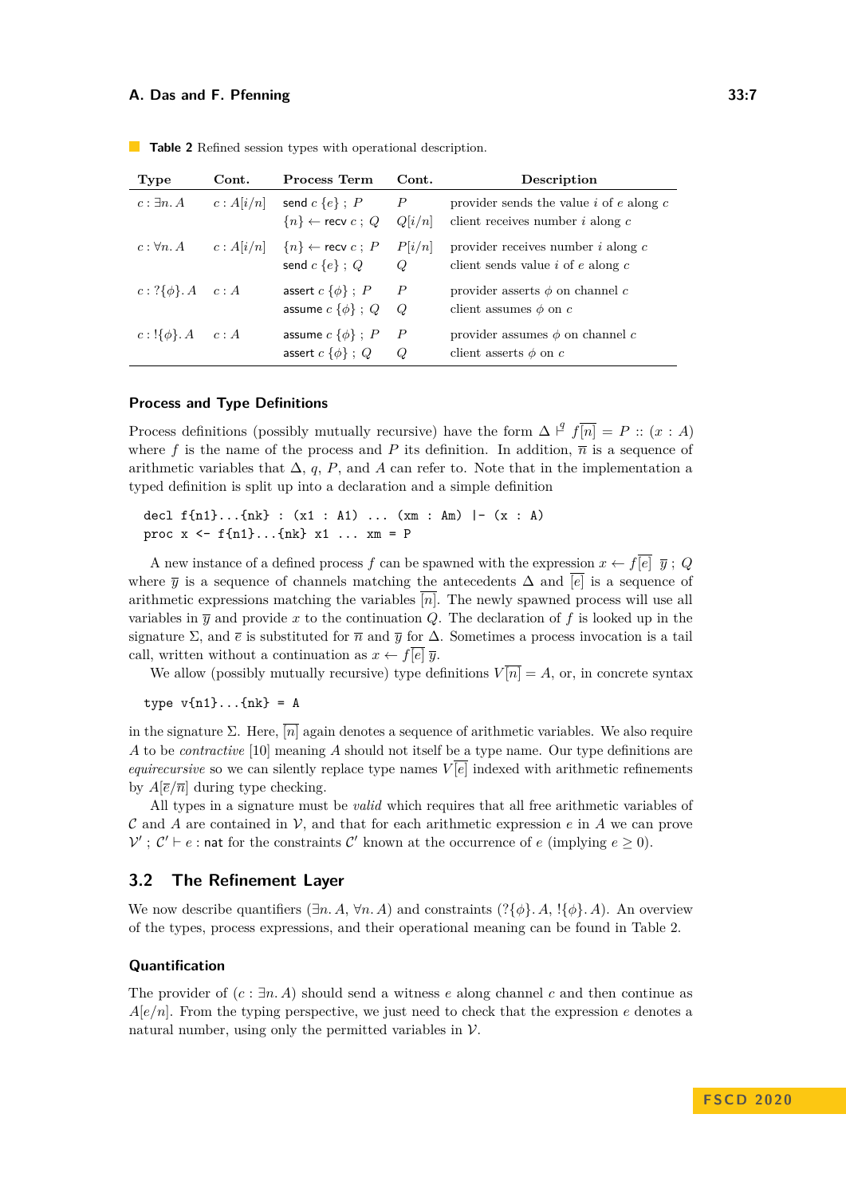**Table 2** Refined session types with operational description.

| Type | Cont. | Process Term | Cont. | Description |
|---|---|---|---|---|
| $c : \exists n.\, A$ | $c : A[i/n]$ | $\mathsf{send}\ c\ \{e\}\ ;\ P$ | $P$ | provider sends the value $i$ of $e$ along $c$ |
| | | $\{n\} \leftarrow \mathsf{recv}\ c\ ;\ Q$ | $Q[i/n]$ | client receives number $i$ along $c$ |
| $c : \forall n.\, A$ | $c : A[i/n]$ | $\{n\} \leftarrow \mathsf{recv}\ c\ ;\ P$ | $P[i/n]$ | provider receives number $i$ along $c$ |
| | | $\mathsf{send}\ c\ \{e\}\ ;\ Q$ | $Q$ | client sends value $i$ of $e$ along $c$ |
| $c : ?\{\phi\}.\, A$ | $c : A$ | $\mathsf{assert}\ c\ \{\phi\}\ ;\ P$ | $P$ | provider asserts $\phi$ on channel $c$ |
| | | $\mathsf{assume}\ c\ \{\phi\}\ ;\ Q$ | $Q$ | client assumes $\phi$ on $c$ |
| $c : !\{\phi\}.\, A$ | $c : A$ | $\mathsf{assume}\ c\ \{\phi\}\ ;\ P$ | $P$ | provider assumes $\phi$ on channel $c$ |
| | | $\mathsf{assert}\ c\ \{\phi\}\ ;\ Q$ | $Q$ | client asserts $\phi$ on $c$ |

### Process and Type Definitions

Process definitions (possibly mutually recursive) have the form $\Delta \vdash^{q} f[\overline{n}] = P :: (x : A)$ where $f$ is the name of the process and $P$ its definition. In addition, $\overline{n}$ is a sequence of arithmetic variables that $\Delta$, $q$, $P$, and $A$ can refer to. Note that in the implementation a typed definition is split up into a declaration and a simple definition

```
decl f{n1}...{nk} : (x1 : A1) ... (xm : Am) |- (x : A)
proc x <- f{n1}...{nk} x1 ... xm = P
```

A new instance of a defined process $f$ can be spawned with the expression $x \leftarrow f[\overline{e}]\ \overline{y}\ ;\ Q$ where $\overline{y}$ is a sequence of channels matching the antecedents $\Delta$ and $\overline{[e]}$ is a sequence of arithmetic expressions matching the variables $\overline{[n]}$. The newly spawned process will use all variables in $\overline{y}$ and provide $x$ to the continuation $Q$. The declaration of $f$ is looked up in the signature $\Sigma$, and $\overline{e}$ is substituted for $\overline{n}$ and $\overline{y}$ for $\Delta$. Sometimes a process invocation is a tail call, written without a continuation as $x \leftarrow f\overline{[e]}\ \overline{y}$.

We allow (possibly mutually recursive) type definitions $V\overline{[n]} = A$, or, in concrete syntax

```
type v{n1}...{nk} = A
```

in the signature $\Sigma$. Here, $\overline{[n]}$ again denotes a sequence of arithmetic variables. We also require $A$ to be *contractive* [10] meaning $A$ should not itself be a type name. Our type definitions are *equirecursive* so we can silently replace type names $V\overline{[e]}$ indexed with arithmetic refinements by $A[\overline{e}/\overline{n}]$ during type checking.

All types in a signature must be *valid* which requires that all free arithmetic variables of $\mathcal{C}$ and $A$ are contained in $\mathcal{V}$, and that for each arithmetic expression $e$ in $A$ we can prove $\mathcal{V}'\ ;\ \mathcal{C}' \vdash e : \mathsf{nat}$ for the constraints $\mathcal{C}'$ known at the occurrence of $e$ (implying $e \geq 0$).

## 3.2 The Refinement Layer

We now describe quantifiers ($\exists n.\, A$, $\forall n.\, A$) and constraints ($?\{\phi\}.\, A$, $!\{\phi\}.\, A$). An overview of the types, process expressions, and their operational meaning can be found in Table 2.

### Quantification

The provider of $(c : \exists n.\, A)$ should send a witness $e$ along channel $c$ and then continue as $A[e/n]$. From the typing perspective, we just need to check that the expression $e$ denotes a natural number, using only the permitted variables in $\mathcal{V}$.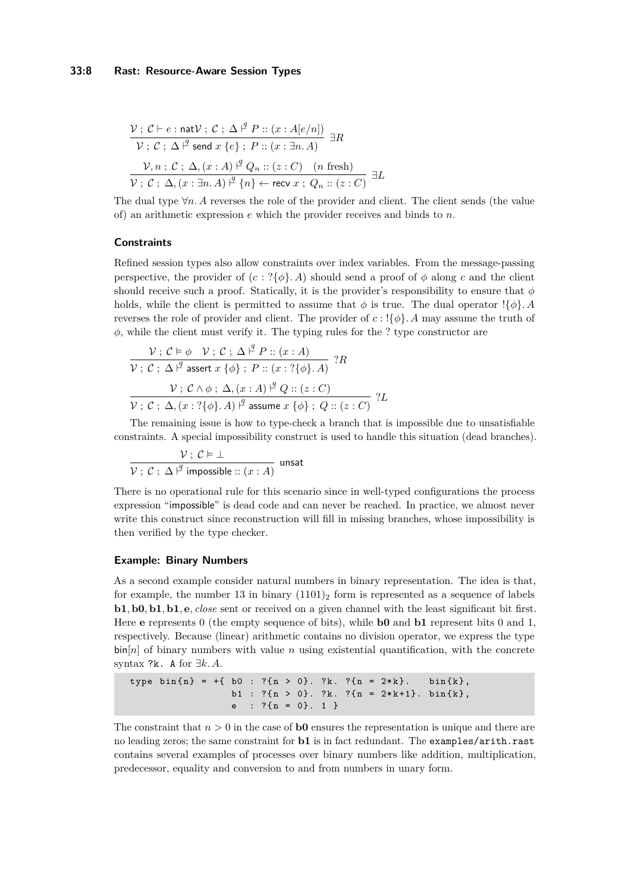$$\frac{\mathcal{V} \; ; \; \mathcal{C} \vdash e : \mathsf{nat} \mathcal{V} \; ; \; \mathcal{C} \; ; \; \Delta \overset{q}{\vdash} P :: (x : A[e/n])}{\mathcal{V} \; ; \; \mathcal{C} \; ; \; \Delta \overset{q}{\vdash} \mathsf{send} \; x \; \{e\} \; ; \; P :: (x : \exists n. \, A)} \; \exists R$$

$$\frac{\mathcal{V}, n \; ; \; \mathcal{C} \; ; \; \Delta, (x : A) \overset{q}{\vdash} Q_n :: (z : C) \quad (n \text{ fresh})}{\mathcal{V} \; ; \; \mathcal{C} \; ; \; \Delta, (x : \exists n. \, A) \overset{q}{\vdash} \{n\} \leftarrow \mathsf{recv} \; x \; ; \; Q_n :: (z : C)} \; \exists L$$

The dual type $\forall n. \, A$ reverses the role of the provider and client. The client sends (the value of) an arithmetic expression $e$ which the provider receives and binds to $n$.

### Constraints

Refined session types also allow constraints over index variables. From the message-passing perspective, the provider of $(c : ?\{\phi\}. \, A)$ should send a proof of $\phi$ along $c$ and the client should receive such a proof. Statically, it is the provider's responsibility to ensure that $\phi$ holds, while the client is permitted to assume that $\phi$ is true. The dual operator $!\{\phi\}. \, A$ reverses the role of provider and client. The provider of $c : !\{\phi\}. \, A$ may assume the truth of $\phi$, while the client must verify it. The typing rules for the ? type constructor are

$$\frac{\mathcal{V} \; ; \; \mathcal{C} \vDash \phi \quad \mathcal{V} \; ; \; \mathcal{C} \; ; \; \Delta \overset{q}{\vdash} P :: (x : A)}{\mathcal{V} \; ; \; \mathcal{C} \; ; \; \Delta \overset{q}{\vdash} \mathsf{assert} \; x \; \{\phi\} \; ; \; P :: (x : ?\{\phi\}. \, A)} \; ?R$$

$$\frac{\mathcal{V} \; ; \; \mathcal{C} \wedge \phi \; ; \; \Delta, (x : A) \overset{q}{\vdash} Q :: (z : C)}{\mathcal{V} \; ; \; \mathcal{C} \; ; \; \Delta, (x : ?\{\phi\}. \, A) \overset{q}{\vdash} \mathsf{assume} \; x \; \{\phi\} \; ; \; Q :: (z : C)} \; ?L$$

The remaining issue is how to type-check a branch that is impossible due to unsatisfiable constraints. A special impossibility construct is used to handle this situation (dead branches).

$$\frac{\mathcal{V} \; ; \; \mathcal{C} \vDash \bot}{\mathcal{V} \; ; \; \mathcal{C} \; ; \; \Delta \overset{q}{\vdash} \mathsf{impossible} :: (x : A)} \; \mathsf{unsat}$$

There is no operational rule for this scenario since in well-typed configurations the process expression "impossible" is dead code and can never be reached. In practice, we almost never write this construct since reconstruction will fill in missing branches, whose impossibility is then verified by the type checker.

### Example: Binary Numbers

As a second example consider natural numbers in binary representation. The idea is that, for example, the number 13 in binary $(1101)_2$ form is represented as a sequence of labels **b1**, **b0**, **b1**, **b1**, **e**, *close* sent or received on a given channel with the least significant bit first. Here **e** represents 0 (the empty sequence of bits), while **b0** and **b1** represent bits 0 and 1, respectively. Because (linear) arithmetic contains no division operator, we express the type $\mathsf{bin}[n]$ of binary numbers with value $n$ using existential quantification, with the concrete syntax `?k. A` for $\exists k. \, A$.

```
type bin{n} = +{ b0 : ?{n > 0}. ?k. ?{n = 2*k}.   bin{k},
                 b1 : ?{n > 0}. ?k. ?{n = 2*k+1}. bin{k},
                 e  : ?{n = 0}. 1 }
```

The constraint that $n > 0$ in the case of **b0** ensures the representation is unique and there are no leading zeros; the same constraint for **b1** is in fact redundant. The `examples/arith.rast` contains several examples of processes over binary numbers like addition, multiplication, predecessor, equality and conversion to and from numbers in unary form.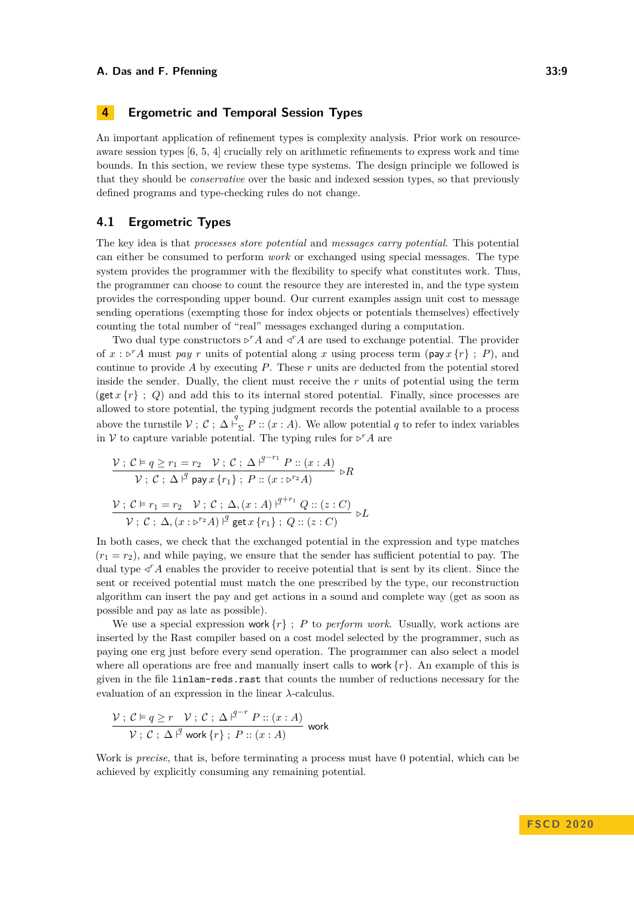# 4 Ergometric and Temporal Session Types

An important application of refinement types is complexity analysis. Prior work on resource-aware session types [6, 5, 4] crucially rely on arithmetic refinements to express work and time bounds. In this section, we review these type systems. The design principle we followed is that they should be *conservative* over the basic and indexed session types, so that previously defined programs and type-checking rules do not change.

## 4.1 Ergometric Types

The key idea is that *processes store potential* and *messages carry potential*. This potential can either be consumed to perform *work* or exchanged using special messages. The type system provides the programmer with the flexibility to specify what constitutes work. Thus, the programmer can choose to count the resource they are interested in, and the type system provides the corresponding upper bound. Our current examples assign unit cost to message sending operations (exempting those for index objects or potentials themselves) effectively counting the total number of "real" messages exchanged during a computation.

Two dual type constructors $\triangleright^r A$ and $\triangleleft^r A$ are used to exchange potential. The provider of $x : \triangleright^r A$ must *pay* $r$ units of potential along $x$ using process term $(\mathsf{pay}\, x\, \{r\}\ ;\ P)$, and continue to provide $A$ by executing $P$. These $r$ units are deducted from the potential stored inside the sender. Dually, the client must receive the $r$ units of potential using the term $(\mathsf{get}\, x\, \{r\}\ ;\ Q)$ and add this to its internal stored potential. Finally, since processes are allowed to store potential, the typing judgment records the potential available to a process above the turnstile $\mathcal{V}\ ;\ \mathcal{C}\ ;\ \Delta \vdash^{q}_{\Sigma} P :: (x : A)$. We allow potential $q$ to refer to index variables in $\mathcal{V}$ to capture variable potential. The typing rules for $\triangleright^r A$ are

$$\frac{\mathcal{V}\ ;\ \mathcal{C} \vDash q \geq r_1 = r_2 \quad \mathcal{V}\ ;\ \mathcal{C}\ ;\ \Delta \vdash^{q-r_1} P :: (x : A)}{\mathcal{V}\ ;\ \mathcal{C}\ ;\ \Delta \vdash^{q} \mathsf{pay}\, x\, \{r_1\}\ ;\ P :: (x : \triangleright^{r_2} A)}\ \triangleright R$$

$$\frac{\mathcal{V}\ ;\ \mathcal{C} \vDash r_1 = r_2 \quad \mathcal{V}\ ;\ \mathcal{C}\ ;\ \Delta, (x : A) \vdash^{q+r_1} Q :: (z : C)}{\mathcal{V}\ ;\ \mathcal{C}\ ;\ \Delta, (x : \triangleright^{r_2} A) \vdash^{q} \mathsf{get}\, x\, \{r_1\}\ ;\ Q :: (z : C)}\ \triangleright L$$

In both cases, we check that the exchanged potential in the expression and type matches ($r_1 = r_2$), and while paying, we ensure that the sender has sufficient potential to pay. The dual type $\triangleleft^r A$ enables the provider to receive potential that is sent by its client. Since the sent or received potential must match the one prescribed by the type, our reconstruction algorithm can insert the pay and get actions in a sound and complete way (get as soon as possible and pay as late as possible).

We use a special expression $\mathsf{work}\, \{r\}\ ;\ P$ to *perform work*. Usually, work actions are inserted by the Rast compiler based on a cost model selected by the programmer, such as paying one erg just before every send operation. The programmer can also select a model where all operations are free and manually insert calls to $\mathsf{work}\, \{r\}$. An example of this is given in the file `linlam-reds.rast` that counts the number of reductions necessary for the evaluation of an expression in the linear $\lambda$-calculus.

$$\frac{\mathcal{V}\ ;\ \mathcal{C} \vDash q \geq r \quad \mathcal{V}\ ;\ \mathcal{C}\ ;\ \Delta \vdash^{q-r} P :: (x : A)}{\mathcal{V}\ ;\ \mathcal{C}\ ;\ \Delta \vdash^{q} \mathsf{work}\, \{r\}\ ;\ P :: (x : A)}\ \mathsf{work}$$

Work is *precise*, that is, before terminating a process must have 0 potential, which can be achieved by explicitly consuming any remaining potential.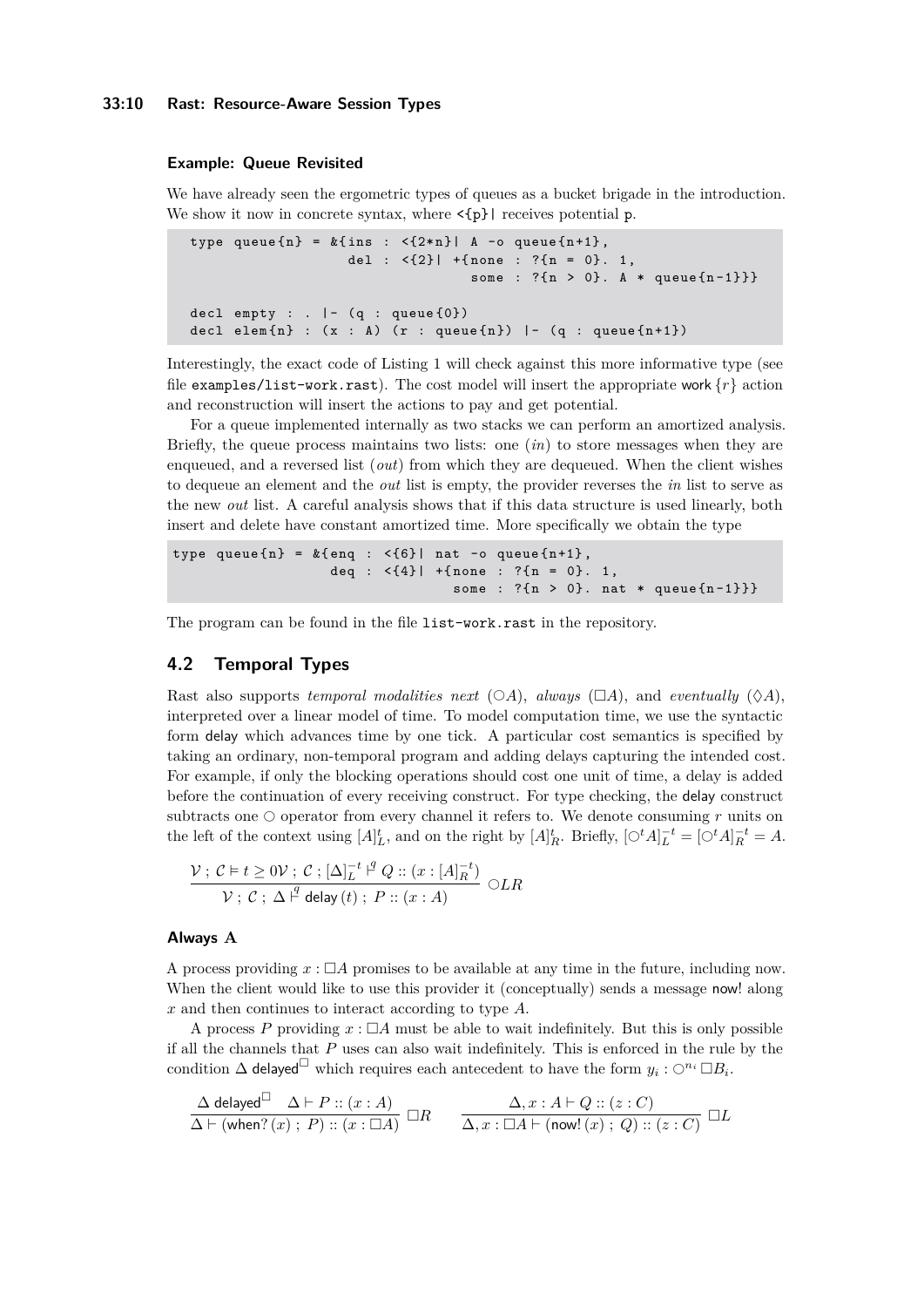### Example: Queue Revisited

We have already seen the ergometric types of queues as a bucket brigade in the introduction. We show it now in concrete syntax, where `<{p}|` receives potential `p`.

```
type queue{n} = &{ins : <{2*n}| A -o queue{n+1},
                  del : <{2}| +{none : ?{n = 0}. 1,
                               some : ?{n > 0}. A * queue{n-1}}}

decl empty : . |- (q : queue{0})
decl elem{n} : (x : A) (r : queue{n}) |- (q : queue{n+1})
```

Interestingly, the exact code of Listing 1 will check against this more informative type (see file `examples/list-work.rast`). The cost model will insert the appropriate work $\{r\}$ action and reconstruction will insert the actions to pay and get potential.

For a queue implemented internally as two stacks we can perform an amortized analysis. Briefly, the queue process maintains two lists: one (*in*) to store messages when they are enqueued, and a reversed list (*out*) from which they are dequeued. When the client wishes to dequeue an element and the *out* list is empty, the provider reverses the *in* list to serve as the new *out* list. A careful analysis shows that if this data structure is used linearly, both insert and delete have constant amortized time. More specifically we obtain the type

```
type queue{n} = &{enq : <{6}| nat -o queue{n+1},
                  deq : <{4}| +{none : ?{n = 0}. 1,
                               some : ?{n > 0}. nat * queue{n-1}}}
```

The program can be found in the file `list-work.rast` in the repository.

## 4.2 Temporal Types

Rast also supports *temporal modalities next* ($\bigcirc A$), *always* ($\Box A$), and *eventually* ($\Diamond A$), interpreted over a linear model of time. To model computation time, we use the syntactic form delay which advances time by one tick. A particular cost semantics is specified by taking an ordinary, non-temporal program and adding delays capturing the intended cost. For example, if only the blocking operations should cost one unit of time, a delay is added before the continuation of every receiving construct. For type checking, the delay construct subtracts one $\bigcirc$ operator from every channel it refers to. We denote consuming $r$ units on the left of the context using $[A]_L^t$, and on the right by $[A]_R^t$. Briefly, $[\bigcirc^t A]_L^{-t} = [\bigcirc^t A]_R^{-t} = A$.

$$\frac{\mathcal{V} \; ; \; \mathcal{C} \vDash t \geq 0\mathcal{V} \; ; \; \mathcal{C} \; ; \; [\Delta]_L^{-t} \vdash^q Q :: (x : [A]_R^{-t})}{\mathcal{V} \; ; \; \mathcal{C} \; ; \; \Delta \vdash^q \mathsf{delay}\,(t) \; ; \; P :: (x : A)} \; \bigcirc LR$$

### Always A

A process providing $x : \Box A$ promises to be available at any time in the future, including now. When the client would like to use this provider it (conceptually) sends a message now! along $x$ and then continues to interact according to type $A$.

A process $P$ providing $x : \Box A$ must be able to wait indefinitely. But this is only possible if all the channels that $P$ uses can also wait indefinitely. This is enforced in the rule by the condition $\Delta$ delayed$^\Box$ which requires each antecedent to have the form $y_i : \bigcirc^{n_i} \Box B_i$.

$$\frac{\Delta \; \mathsf{delayed}^\Box \quad \Delta \vdash P :: (x : A)}{\Delta \vdash (\mathsf{when?}\,(x) \; ; \; P) :: (x : \Box A)} \; \Box R \qquad \frac{\Delta, x : A \vdash Q :: (z : C)}{\Delta, x : \Box A \vdash (\mathsf{now!}\,(x) \; ; \; Q) :: (z : C)} \; \Box L$$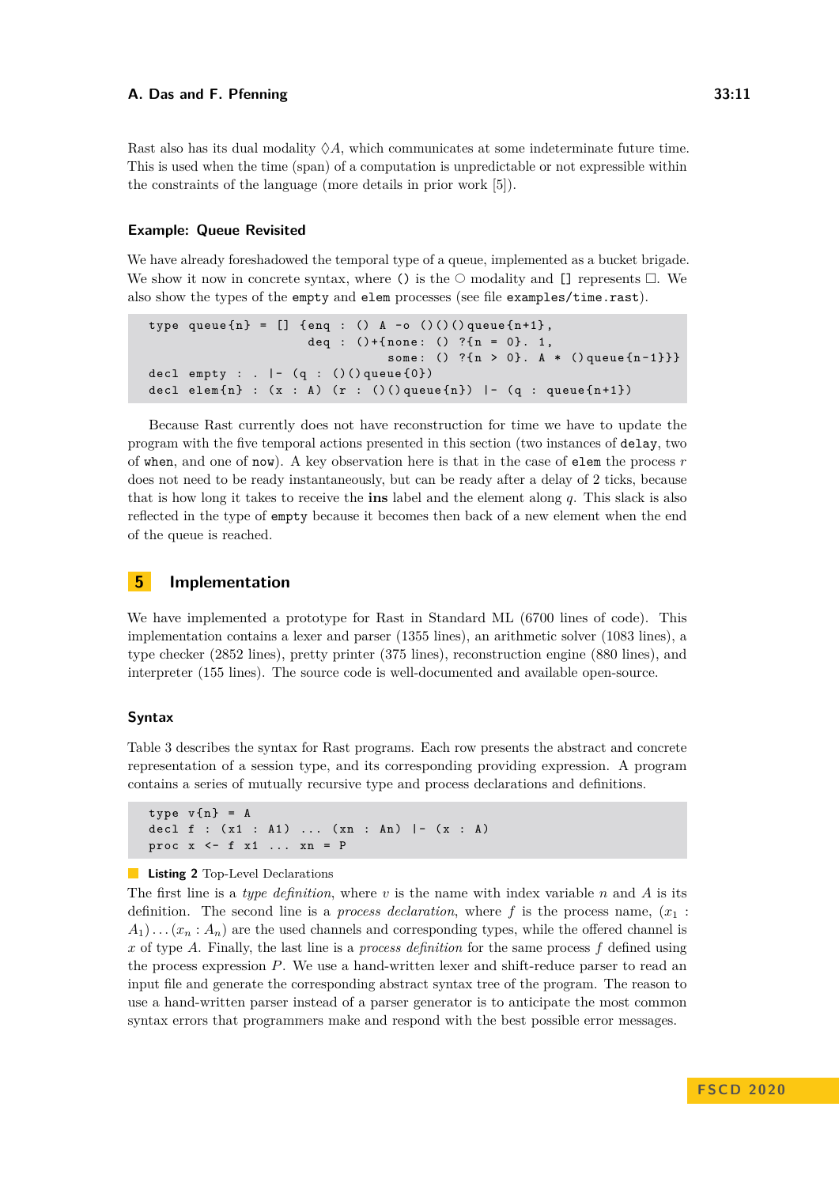Rast also has its dual modality $\Diamond A$, which communicates at some indeterminate future time. This is used when the time (span) of a computation is unpredictable or not expressible within the constraints of the language (more details in prior work [5]).

### Example: Queue Revisited

We have already foreshadowed the temporal type of a queue, implemented as a bucket brigade. We show it now in concrete syntax, where `()` is the $\bigcirc$ modality and `[]` represents $\Box$. We also show the types of the `empty` and `elem` processes (see file `examples/time.rast`).

```
type queue{n} = [] {enq : () A -o ()()()queue{n+1},
                    deq : ()+{none: () ?{n = 0}. 1,
                              some: () ?{n > 0}. A * ()queue{n-1}}}
decl empty : . |- (q : ()()queue{0})
decl elem{n} : (x : A) (r : ()()queue{n}) |- (q : queue{n+1})
```

Because Rast currently does not have reconstruction for time we have to update the program with the five temporal actions presented in this section (two instances of `delay`, two of `when`, and one of `now`). A key observation here is that in the case of `elem` the process $r$ does not need to be ready instantaneously, but can be ready after a delay of 2 ticks, because that is how long it takes to receive the **ins** label and the element along $q$. This slack is also reflected in the type of `empty` because it becomes then back of a new element when the end of the queue is reached.

## 5 Implementation

We have implemented a prototype for Rast in Standard ML (6700 lines of code). This implementation contains a lexer and parser (1355 lines), an arithmetic solver (1083 lines), a type checker (2852 lines), pretty printer (375 lines), reconstruction engine (880 lines), and interpreter (155 lines). The source code is well-documented and available open-source.

### Syntax

Table 3 describes the syntax for Rast programs. Each row presents the abstract and concrete representation of a session type, and its corresponding providing expression. A program contains a series of mutually recursive type and process declarations and definitions.

```
type v{n} = A
decl f : (x1 : A1) ... (xn : An) |- (x : A)
proc x <- f x1 ... xn = P
```

**Listing 2** Top-Level Declarations

The first line is a *type definition*, where $v$ is the name with index variable $n$ and $A$ is its definition. The second line is a *process declaration*, where $f$ is the process name, $(x_1 : A_1) \ldots (x_n : A_n)$ are the used channels and corresponding types, while the offered channel is $x$ of type $A$. Finally, the last line is a *process definition* for the same process $f$ defined using the process expression $P$. We use a hand-written lexer and shift-reduce parser to read an input file and generate the corresponding abstract syntax tree of the program. The reason to use a hand-written parser instead of a parser generator is to anticipate the most common syntax errors that programmers make and respond with the best possible error messages.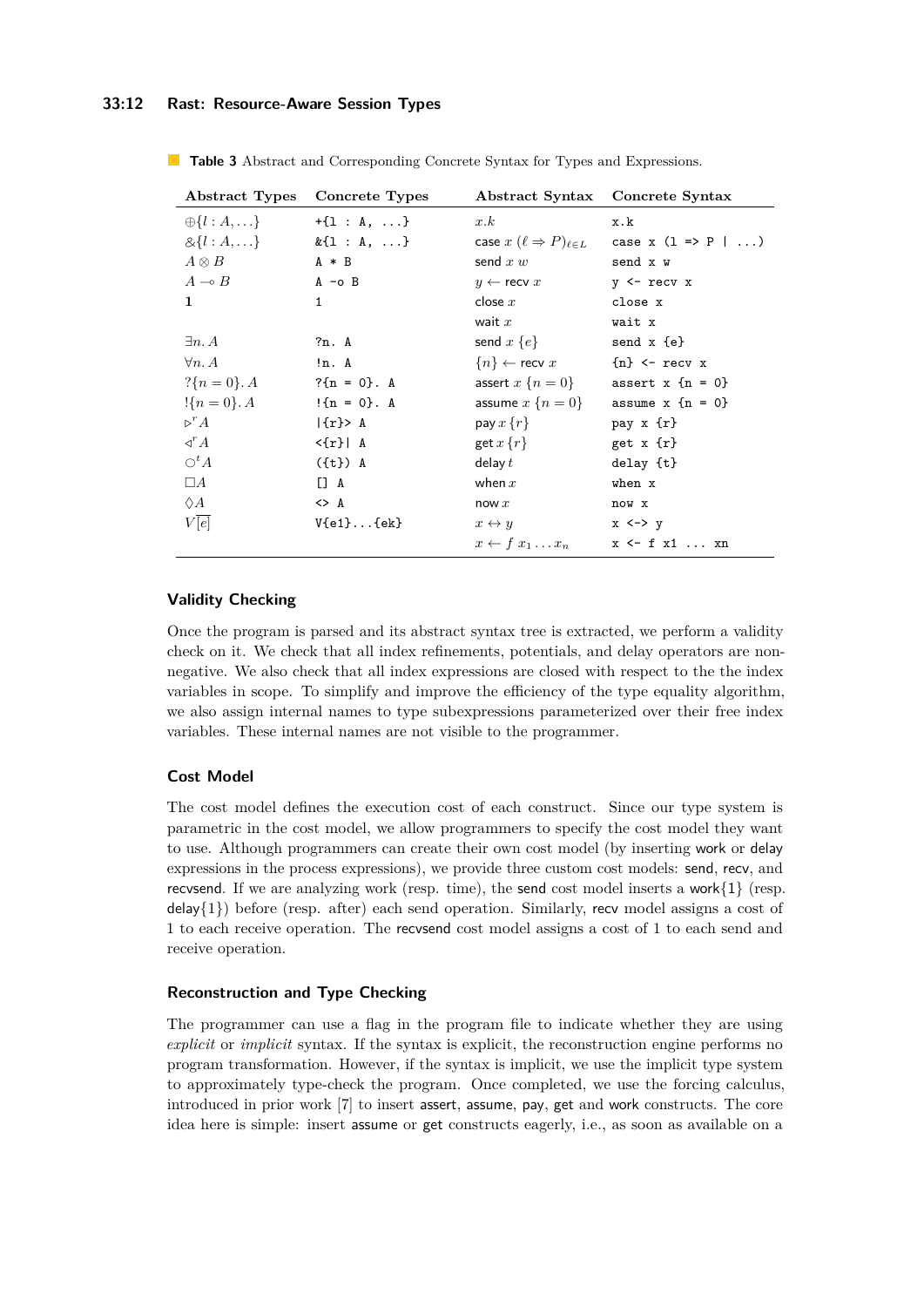**Table 3** Abstract and Corresponding Concrete Syntax for Types and Expressions.

| Abstract Types | Concrete Types | Abstract Syntax | Concrete Syntax |
|---|---|---|---|
| $\oplus\{l : A, \ldots\}$ | `+{l : A, ...}` | $x.k$ | `x.k` |
| $\&\{l : A, \ldots\}$ | `&{l : A, ...}` | $\mathsf{case}\ x\ (\ell \Rightarrow P)_{\ell \in L}$ | `case x (l => P | ...)` |
| $A \otimes B$ | `A * B` | $\mathsf{send}\ x\ w$ | `send x w` |
| $A \multimap B$ | `A -o B` | $y \leftarrow \mathsf{recv}\ x$ | `y <- recv x` |
| $\mathbf{1}$ | `1` | $\mathsf{close}\ x$ | `close x` |
| | | $\mathsf{wait}\ x$ | `wait x` |
| $\exists n.\, A$ | `?n. A` | $\mathsf{send}\ x\ \{e\}$ | `send x {e}` |
| $\forall n.\, A$ | `!n. A` | $\{n\} \leftarrow \mathsf{recv}\ x$ | `{n} <- recv x` |
| $?\{n = 0\}.\, A$ | `?{n = 0}. A` | $\mathsf{assert}\ x\ \{n = 0\}$ | `assert x {n = 0}` |
| $!\{n = 0\}.\, A$ | `!{n = 0}. A` | $\mathsf{assume}\ x\ \{n = 0\}$ | `assume x {n = 0}` |
| $\triangleright^r A$ | `|{r}> A` | $\mathsf{pay}\ x\ \{r\}$ | `pay x {r}` |
| $\triangleleft^r A$ | `<{r}| A` | $\mathsf{get}\ x\ \{r\}$ | `get x {r}` |
| $\bigcirc^t A$ | `({t}) A` | $\mathsf{delay}\ t$ | `delay {t}` |
| $\Box A$ | `[] A` | $\mathsf{when}\ x$ | `when x` |
| $\Diamond A$ | `<> A` | $\mathsf{now}\ x$ | `now x` |
| $V[\overline{e}]$ | `V{e1}...{ek}` | $x \leftrightarrow y$ | `x <-> y` |
| | | $x \leftarrow f\ x_1 \ldots x_n$ | `x <- f x1 ... xn` |

### Validity Checking

Once the program is parsed and its abstract syntax tree is extracted, we perform a validity check on it. We check that all index refinements, potentials, and delay operators are non-negative. We also check that all index expressions are closed with respect to the the index variables in scope. To simplify and improve the efficiency of the type equality algorithm, we also assign internal names to type subexpressions parameterized over their free index variables. These internal names are not visible to the programmer.

### Cost Model

The cost model defines the execution cost of each construct. Since our type system is parametric in the cost model, we allow programmers to specify the cost model they want to use. Although programmers can create their own cost model (by inserting work or delay expressions in the process expressions), we provide three custom cost models: send, recv, and recvsend. If we are analyzing work (resp. time), the send cost model inserts a work$\{1\}$ (resp. delay$\{1\}$) before (resp. after) each send operation. Similarly, recv model assigns a cost of 1 to each receive operation. The recvsend cost model assigns a cost of 1 to each send and receive operation.

### Reconstruction and Type Checking

The programmer can use a flag in the program file to indicate whether they are using *explicit* or *implicit* syntax. If the syntax is explicit, the reconstruction engine performs no program transformation. However, if the syntax is implicit, we use the implicit type system to approximately type-check the program. Once completed, we use the forcing calculus, introduced in prior work [7] to insert assert, assume, pay, get and work constructs. The core idea here is simple: insert assume or get constructs eagerly, i.e., as soon as available on a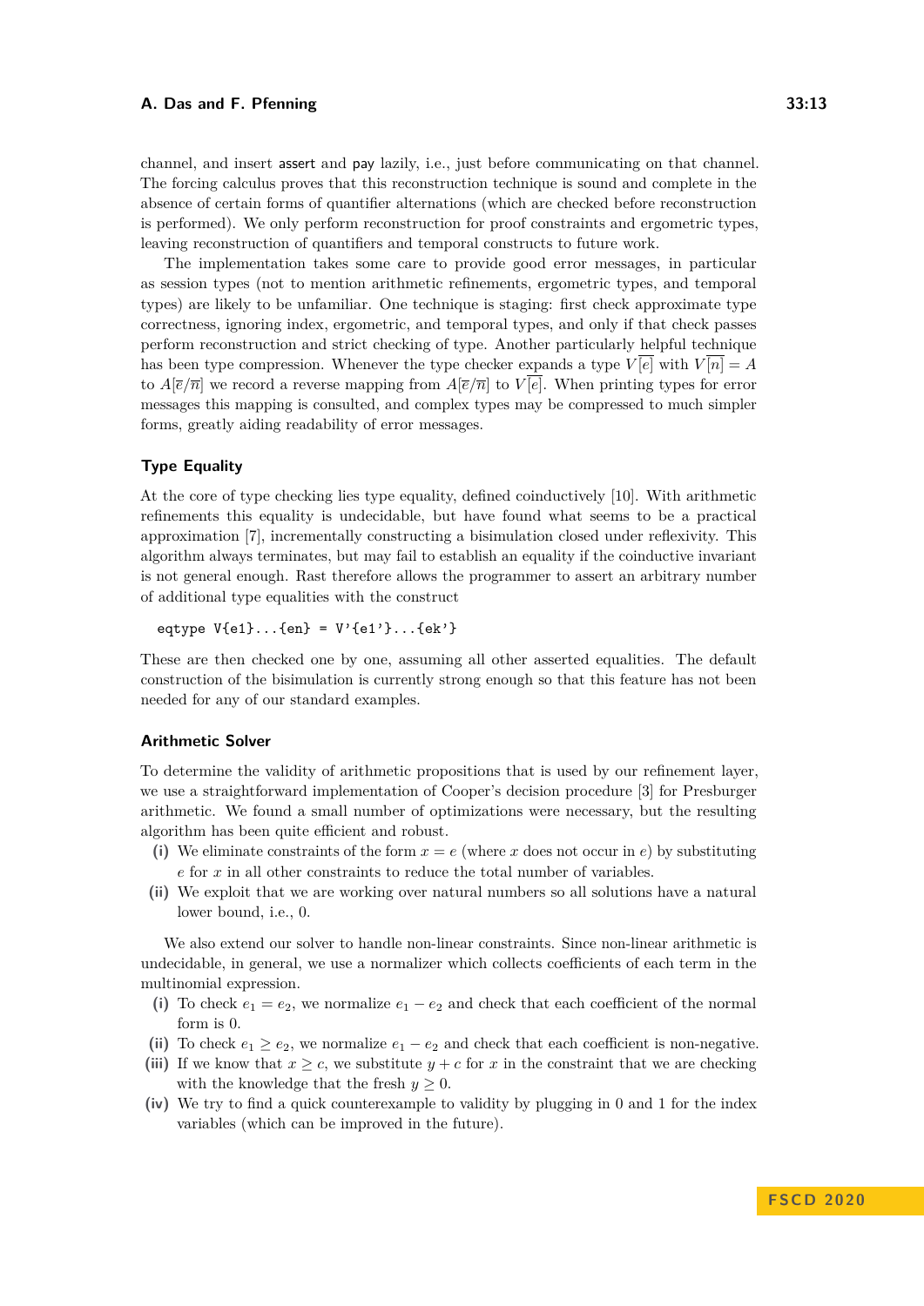channel, and insert assert and pay lazily, i.e., just before communicating on that channel. The forcing calculus proves that this reconstruction technique is sound and complete in the absence of certain forms of quantifier alternations (which are checked before reconstruction is performed). We only perform reconstruction for proof constraints and ergometric types, leaving reconstruction of quantifiers and temporal constructs to future work.

The implementation takes some care to provide good error messages, in particular as session types (not to mention arithmetic refinements, ergometric types, and temporal types) are likely to be unfamiliar. One technique is staging: first check approximate type correctness, ignoring index, ergometric, and temporal types, and only if that check passes perform reconstruction and strict checking of type. Another particularly helpful technique has been type compression. Whenever the type checker expands a type $V[\overline{e}]$ with $V[\overline{n}] = A$ to $A[\overline{e}/\overline{n}]$ we record a reverse mapping from $A[\overline{e}/\overline{n}]$ to $V[\overline{e}]$. When printing types for error messages this mapping is consulted, and complex types may be compressed to much simpler forms, greatly aiding readability of error messages.

### Type Equality

At the core of type checking lies type equality, defined coinductively [10]. With arithmetic refinements this equality is undecidable, but have found what seems to be a practical approximation [7], incrementally constructing a bisimulation closed under reflexivity. This algorithm always terminates, but may fail to establish an equality if the coinductive invariant is not general enough. Rast therefore allows the programmer to assert an arbitrary number of additional type equalities with the construct

```
eqtype V{e1}...{en} = V'{e1'}...{ek'}
```

These are then checked one by one, assuming all other asserted equalities. The default construction of the bisimulation is currently strong enough so that this feature has not been needed for any of our standard examples.

### Arithmetic Solver

To determine the validity of arithmetic propositions that is used by our refinement layer, we use a straightforward implementation of Cooper's decision procedure [3] for Presburger arithmetic. We found a small number of optimizations were necessary, but the resulting algorithm has been quite efficient and robust.

**(i)** We eliminate constraints of the form $x = e$ (where $x$ does not occur in $e$) by substituting $e$ for $x$ in all other constraints to reduce the total number of variables.

**(ii)** We exploit that we are working over natural numbers so all solutions have a natural lower bound, i.e., 0.

We also extend our solver to handle non-linear constraints. Since non-linear arithmetic is undecidable, in general, we use a normalizer which collects coefficients of each term in the multinomial expression.

**(i)** To check $e_1 = e_2$, we normalize $e_1 - e_2$ and check that each coefficient of the normal form is 0.

**(ii)** To check $e_1 \geq e_2$, we normalize $e_1 - e_2$ and check that each coefficient is non-negative.

**(iii)** If we know that $x \geq c$, we substitute $y + c$ for $x$ in the constraint that we are checking with the knowledge that the fresh $y \geq 0$.

**(iv)** We try to find a quick counterexample to validity by plugging in 0 and 1 for the index variables (which can be improved in the future).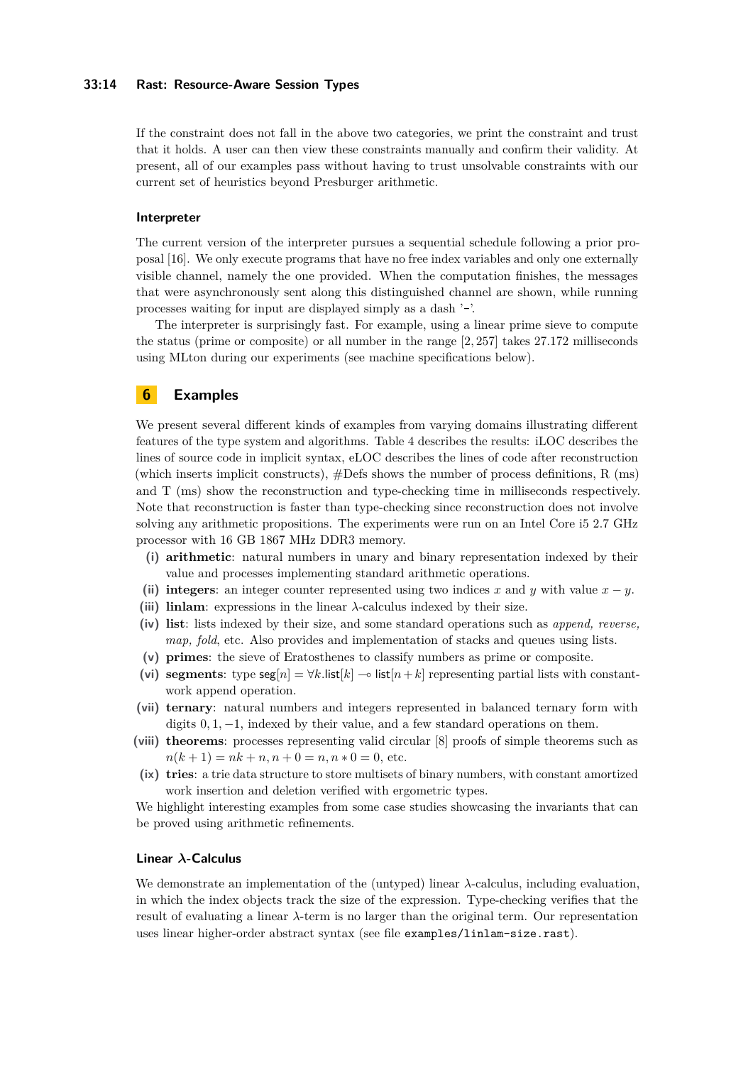If the constraint does not fall in the above two categories, we print the constraint and trust that it holds. A user can then view these constraints manually and confirm their validity. At present, all of our examples pass without having to trust unsolvable constraints with our current set of heuristics beyond Presburger arithmetic.

### Interpreter

The current version of the interpreter pursues a sequential schedule following a prior proposal [16]. We only execute programs that have no free index variables and only one externally visible channel, namely the one provided. When the computation finishes, the messages that were asynchronously sent along this distinguished channel are shown, while running processes waiting for input are displayed simply as a dash '-'.

The interpreter is surprisingly fast. For example, using a linear prime sieve to compute the status (prime or composite) or all number in the range $[2, 257]$ takes 27.172 milliseconds using MLton during our experiments (see machine specifications below).

## 6 Examples

We present several different kinds of examples from varying domains illustrating different features of the type system and algorithms. Table 4 describes the results: iLOC describes the lines of source code in implicit syntax, eLOC describes the lines of code after reconstruction (which inserts implicit constructs), #Defs shows the number of process definitions, R (ms) and T (ms) show the reconstruction and type-checking time in milliseconds respectively. Note that reconstruction is faster than type-checking since reconstruction does not involve solving any arithmetic propositions. The experiments were run on an Intel Core i5 2.7 GHz processor with 16 GB 1867 MHz DDR3 memory.

- **(i)** **arithmetic**: natural numbers in unary and binary representation indexed by their value and processes implementing standard arithmetic operations.
- **(ii)** **integers**: an integer counter represented using two indices $x$ and $y$ with value $x - y$.
- **(iii)** **linlam**: expressions in the linear $\lambda$-calculus indexed by their size.
- **(iv)** **list**: lists indexed by their size, and some standard operations such as *append, reverse, map, fold*, etc. Also provides and implementation of stacks and queues using lists.
- **(v)** **primes**: the sieve of Eratosthenes to classify numbers as prime or composite.
- **(vi)** **segments**: type $\mathsf{seg}[n] = \forall k.\mathsf{list}[k] \multimap \mathsf{list}[n+k]$ representing partial lists with constant-work append operation.
- **(vii)** **ternary**: natural numbers and integers represented in balanced ternary form with digits $0, 1, -1$, indexed by their value, and a few standard operations on them.
- **(viii)** **theorems**: processes representing valid circular [8] proofs of simple theorems such as $n(k+1) = nk + n, n + 0 = n, n * 0 = 0$, etc.
- **(ix)** **tries**: a trie data structure to store multisets of binary numbers, with constant amortized work insertion and deletion verified with ergometric types.

We highlight interesting examples from some case studies showcasing the invariants that can be proved using arithmetic refinements.

### Linear $\lambda$-Calculus

We demonstrate an implementation of the (untyped) linear $\lambda$-calculus, including evaluation, in which the index objects track the size of the expression. Type-checking verifies that the result of evaluating a linear $\lambda$-term is no larger than the original term. Our representation uses linear higher-order abstract syntax (see file `examples/linlam-size.rast`).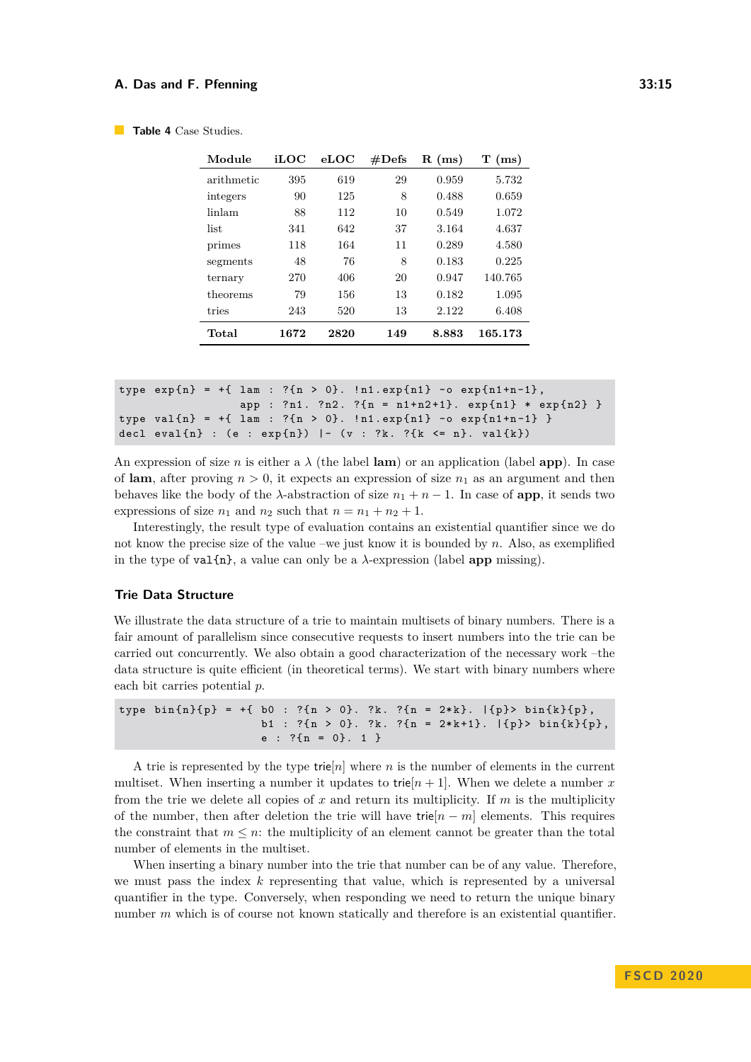**Table 4** Case Studies.

| Module | iLOC | eLOC | #Defs | R (ms) | T (ms) |
|---|---|---|---|---|---|
| arithmetic | 395 | 619 | 29 | 0.959 | 5.732 |
| integers | 90 | 125 | 8 | 0.488 | 0.659 |
| linlam | 88 | 112 | 10 | 0.549 | 1.072 |
| list | 341 | 642 | 37 | 3.164 | 4.637 |
| primes | 118 | 164 | 11 | 0.289 | 4.580 |
| segments | 48 | 76 | 8 | 0.183 | 0.225 |
| ternary | 270 | 406 | 20 | 0.947 | 140.765 |
| theorems | 79 | 156 | 13 | 0.182 | 1.095 |
| tries | 243 | 520 | 13 | 2.122 | 6.408 |
| **Total** | **1672** | **2820** | **149** | **8.883** | **165.173** |

```
type exp{n} = +{ lam : ?{n > 0}. !n1.exp{n1} -o exp{n1+n-1},
                 app : ?n1. ?n2. ?{n = n1+n2+1}. exp{n1} * exp{n2} }
type val{n} = +{ lam : ?{n > 0}. !n1.exp{n1} -o exp{n1+n-1} }
decl eval{n} : (e : exp{n}) |- (v : ?k. ?{k <= n}. val{k})
```

An expression of size $n$ is either a $\lambda$ (the label **lam**) or an application (label **app**). In case of **lam**, after proving $n > 0$, it expects an expression of size $n_1$ as an argument and then behaves like the body of the $\lambda$-abstraction of size $n_1 + n - 1$. In case of **app**, it sends two expressions of size $n_1$ and $n_2$ such that $n = n_1 + n_2 + 1$.

Interestingly, the result type of evaluation contains an existential quantifier since we do not know the precise size of the value –we just know it is bounded by $n$. Also, as exemplified in the type of `val{n}`, a value can only be a $\lambda$-expression (label **app** missing).

### Trie Data Structure

We illustrate the data structure of a trie to maintain multisets of binary numbers. There is a fair amount of parallelism since consecutive requests to insert numbers into the trie can be carried out concurrently. We also obtain a good characterization of the necessary work –the data structure is quite efficient (in theoretical terms). We start with binary numbers where each bit carries potential $p$.

```
type bin{n}{p} = +{ b0 : ?{n > 0}. ?k. ?{n = 2*k}. |{p}> bin{k}{p},
                    b1 : ?{n > 0}. ?k. ?{n = 2*k+1}. |{p}> bin{k}{p},
                    e : ?{n = 0}. 1 }
```

A trie is represented by the type $\mathsf{trie}[n]$ where $n$ is the number of elements in the current multiset. When inserting a number it updates to $\mathsf{trie}[n+1]$. When we delete a number $x$ from the trie we delete all copies of $x$ and return its multiplicity. If $m$ is the multiplicity of the number, then after deletion the trie will have $\mathsf{trie}[n-m]$ elements. This requires the constraint that $m \leq n$: the multiplicity of an element cannot be greater than the total number of elements in the multiset.

When inserting a binary number into the trie that number can be of any value. Therefore, we must pass the index $k$ representing that value, which is represented by a universal quantifier in the type. Conversely, when responding we need to return the unique binary number $m$ which is of course not known statically and therefore is an existential quantifier.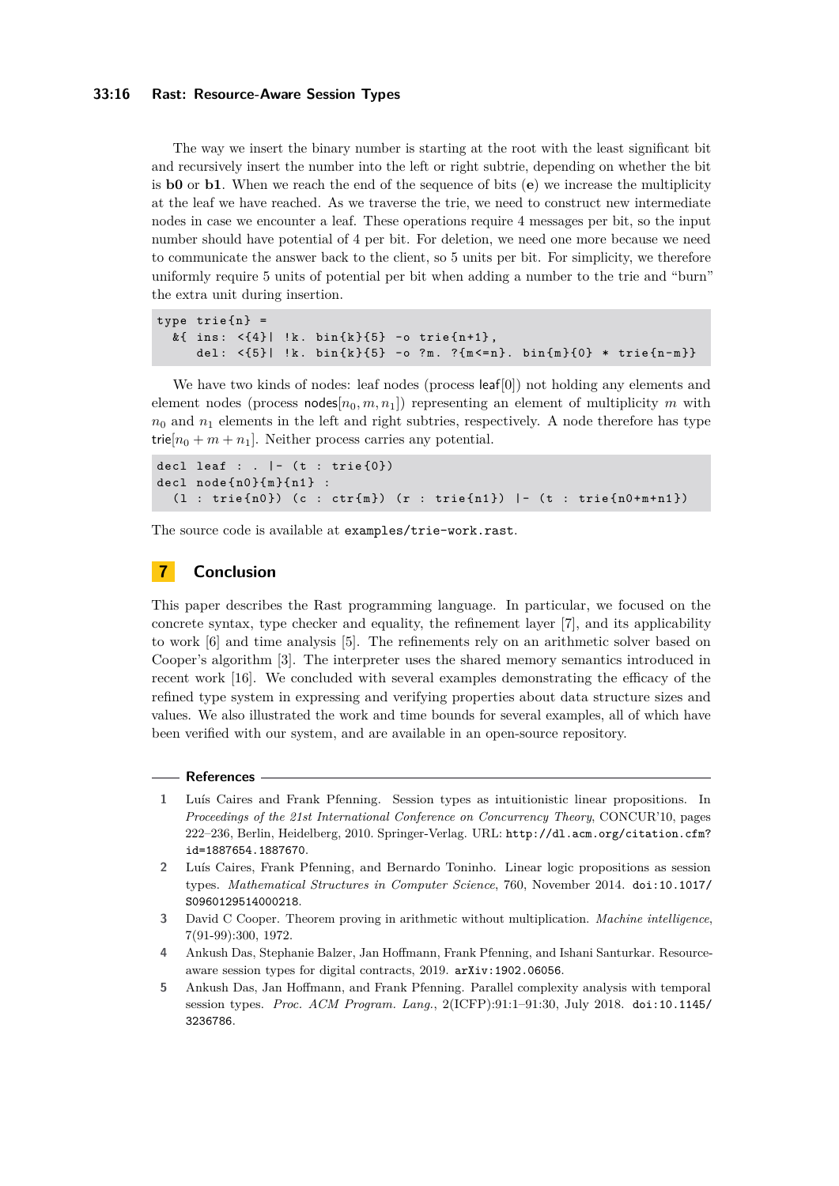The way we insert the binary number is starting at the root with the least significant bit and recursively insert the number into the left or right subtrie, depending on whether the bit is **b0** or **b1**. When we reach the end of the sequence of bits (**e**) we increase the multiplicity at the leaf we have reached. As we traverse the trie, we need to construct new intermediate nodes in case we encounter a leaf. These operations require 4 messages per bit, so the input number should have potential of 4 per bit. For deletion, we need one more because we need to communicate the answer back to the client, so 5 units per bit. For simplicity, we therefore uniformly require 5 units of potential per bit when adding a number to the trie and "burn" the extra unit during insertion.

```
type trie{n} =
  &{ ins: <{4}| !k. bin{k}{5} -o trie{n+1},
     del: <{5}| !k. bin{k}{5} -o ?m. ?{m<=n}. bin{m}{0} * trie{n-m}}
```

We have two kinds of nodes: leaf nodes (process leaf[0]) not holding any elements and element nodes (process nodes$[n_0, m, n_1]$) representing an element of multiplicity $m$ with $n_0$ and $n_1$ elements in the left and right subtries, respectively. A node therefore has type trie$[n_0 + m + n_1]$. Neither process carries any potential.

```
decl leaf : . |- (t : trie{0})
decl node{n0}{m}{n1} :
  (l : trie{n0}) (c : ctr{m}) (r : trie{n1}) |- (t : trie{n0+m+n1})
```

The source code is available at `examples/trie-work.rast`.

## 7 Conclusion

This paper describes the Rast programming language. In particular, we focused on the concrete syntax, type checker and equality, the refinement layer [7], and its applicability to work [6] and time analysis [5]. The refinements rely on an arithmetic solver based on Cooper's algorithm [3]. The interpreter uses the shared memory semantics introduced in recent work [16]. We concluded with several examples demonstrating the efficacy of the refined type system in expressing and verifying properties about data structure sizes and values. We also illustrated the work and time bounds for several examples, all of which have been verified with our system, and are available in an open-source repository.

## References

1. Luís Caires and Frank Pfenning. Session types as intuitionistic linear propositions. In *Proceedings of the 21st International Conference on Concurrency Theory*, CONCUR'10, pages 222–236, Berlin, Heidelberg, 2010. Springer-Verlag. URL: http://dl.acm.org/citation.cfm?id=1887654.1887670.
2. Luís Caires, Frank Pfenning, and Bernardo Toninho. Linear logic propositions as session types. *Mathematical Structures in Computer Science*, 760, November 2014. doi:10.1017/S0960129514000218.
3. David C Cooper. Theorem proving in arithmetic without multiplication. *Machine intelligence*, 7(91-99):300, 1972.
4. Ankush Das, Stephanie Balzer, Jan Hoffmann, Frank Pfenning, and Ishani Santurkar. Resource-aware session types for digital contracts, 2019. arXiv:1902.06056.
5. Ankush Das, Jan Hoffmann, and Frank Pfenning. Parallel complexity analysis with temporal session types. *Proc. ACM Program. Lang.*, 2(ICFP):91:1–91:30, July 2018. doi:10.1145/3236786.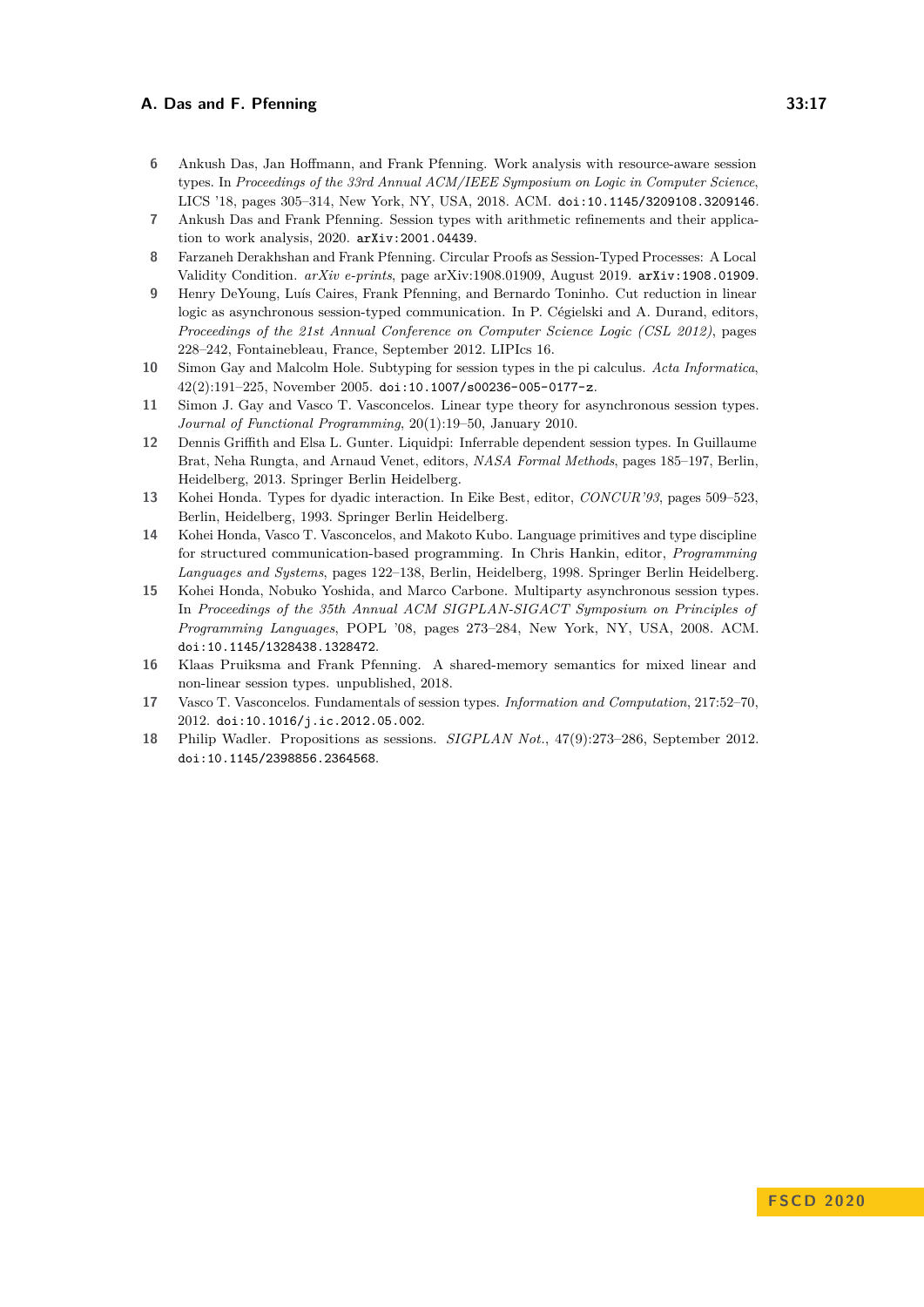6 Ankush Das, Jan Hoffmann, and Frank Pfenning. Work analysis with resource-aware session types. In *Proceedings of the 33rd Annual ACM/IEEE Symposium on Logic in Computer Science*, LICS '18, pages 305–314, New York, NY, USA, 2018. ACM. doi:10.1145/3209108.3209146.

7 Ankush Das and Frank Pfenning. Session types with arithmetic refinements and their application to work analysis, 2020. arXiv:2001.04439.

8 Farzaneh Derakhshan and Frank Pfenning. Circular Proofs as Session-Typed Processes: A Local Validity Condition. *arXiv e-prints*, page arXiv:1908.01909, August 2019. arXiv:1908.01909.

9 Henry DeYoung, Luís Caires, Frank Pfenning, and Bernardo Toninho. Cut reduction in linear logic as asynchronous session-typed communication. In P. Cégielski and A. Durand, editors, *Proceedings of the 21st Annual Conference on Computer Science Logic (CSL 2012)*, pages 228–242, Fontainebleau, France, September 2012. LIPIcs 16.

10 Simon Gay and Malcolm Hole. Subtyping for session types in the pi calculus. *Acta Informatica*, 42(2):191–225, November 2005. doi:10.1007/s00236-005-0177-z.

11 Simon J. Gay and Vasco T. Vasconcelos. Linear type theory for asynchronous session types. *Journal of Functional Programming*, 20(1):19–50, January 2010.

12 Dennis Griffith and Elsa L. Gunter. Liquidpi: Inferrable dependent session types. In Guillaume Brat, Neha Rungta, and Arnaud Venet, editors, *NASA Formal Methods*, pages 185–197, Berlin, Heidelberg, 2013. Springer Berlin Heidelberg.

13 Kohei Honda. Types for dyadic interaction. In Eike Best, editor, *CONCUR'93*, pages 509–523, Berlin, Heidelberg, 1993. Springer Berlin Heidelberg.

14 Kohei Honda, Vasco T. Vasconcelos, and Makoto Kubo. Language primitives and type discipline for structured communication-based programming. In Chris Hankin, editor, *Programming Languages and Systems*, pages 122–138, Berlin, Heidelberg, 1998. Springer Berlin Heidelberg.

15 Kohei Honda, Nobuko Yoshida, and Marco Carbone. Multiparty asynchronous session types. In *Proceedings of the 35th Annual ACM SIGPLAN-SIGACT Symposium on Principles of Programming Languages*, POPL '08, pages 273–284, New York, NY, USA, 2008. ACM. doi:10.1145/1328438.1328472.

16 Klaas Pruiksma and Frank Pfenning. A shared-memory semantics for mixed linear and non-linear session types. unpublished, 2018.

17 Vasco T. Vasconcelos. Fundamentals of session types. *Information and Computation*, 217:52–70, 2012. doi:10.1016/j.ic.2012.05.002.

18 Philip Wadler. Propositions as sessions. *SIGPLAN Not.*, 47(9):273–286, September 2012. doi:10.1145/2398856.2364568.